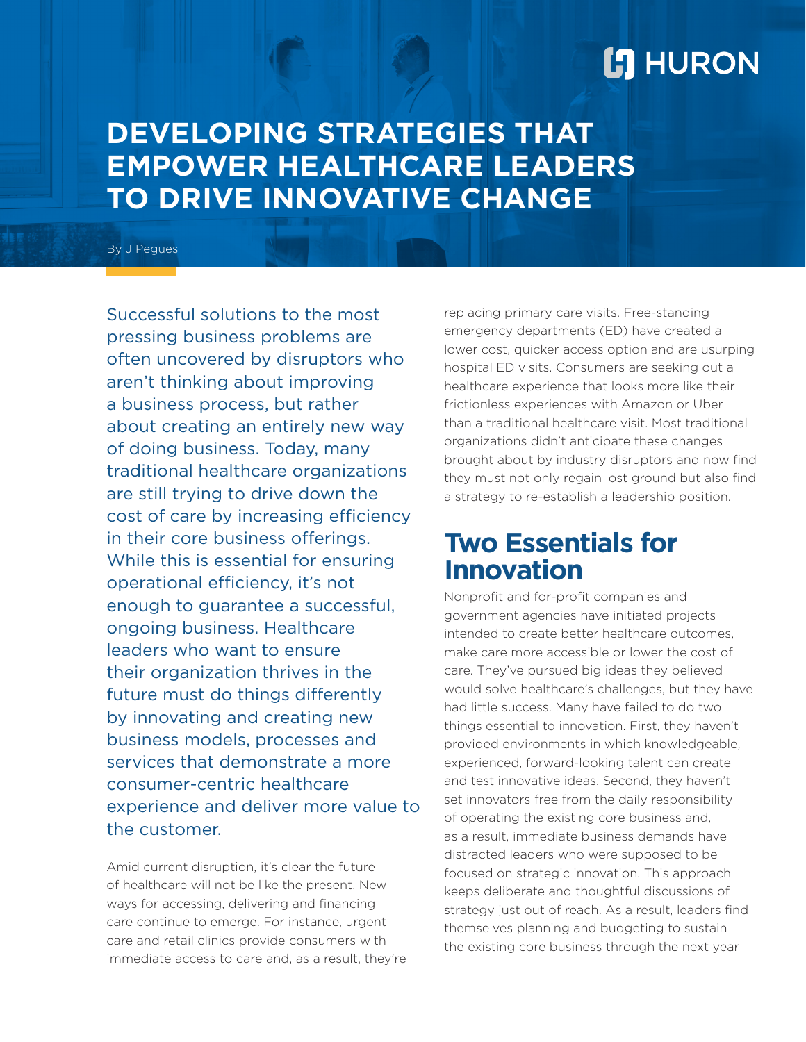# DEVELOPING STRATEGIES THAT EMPOWER HEALTHCARE LEADERS TO DRIVE INNOVATIVE CHANGE

By J Pegues

Successful solutions to the most pressing business problems are often uncovered by disruptors who aren't thinking about improving a business process, but rather about creating an entirely new way of doing business. Today, many traditional healthcare organizations are still trying to drive down the cost of care by increasing efficiency in their core business offerings. While this is essential for ensuring operational efficiency, it's not enough to guarantee a successful, ongoing business. Healthcare leaders who want to ensure their organization thrives in the future must do things differently by innovating and creating new business models, processes and services that demonstrate a more consumer-centric healthcare experience and deliver more value to the customer.

Amid current disruption, it's clear the future of healthcare will not be like the present. New ways for accessing, delivering and financing care continue to emerge. For instance, urgent care and retail clinics provide consumers with immediate access to care and, as a result, they're replacing primary care visits. Free-standing emergency departments (ED) have created a lower cost, quicker access option and are usurping hospital ED visits. Consumers are seeking out a healthcare experience that looks more like their frictionless experiences with Amazon or Uber than a traditional healthcare visit. Most traditional organizations didn't anticipate these changes brought about by industry disruptors and now find they must not only regain lost ground but also find a strategy to re-establish a leadership position.

## Two Essentials for Innovation

Nonprofit and for-profit companies and government agencies have initiated projects intended to create better healthcare outcomes, make care more accessible or lower the cost of care. They've pursued big ideas they believed would solve healthcare's challenges, but they have had little success. Many have failed to do two things essential to innovation. First, they haven't provided environments in which knowledgeable, experienced, forward-looking talent can create and test innovative ideas. Second, they haven't set innovators free from the daily responsibility of operating the existing core business and, as a result, immediate business demands have distracted leaders who were supposed to be focused on strategic innovation. This approach keeps deliberate and thoughtful discussions of strategy just out of reach. As a result, leaders find themselves planning and budgeting to sustain the existing core business through the next year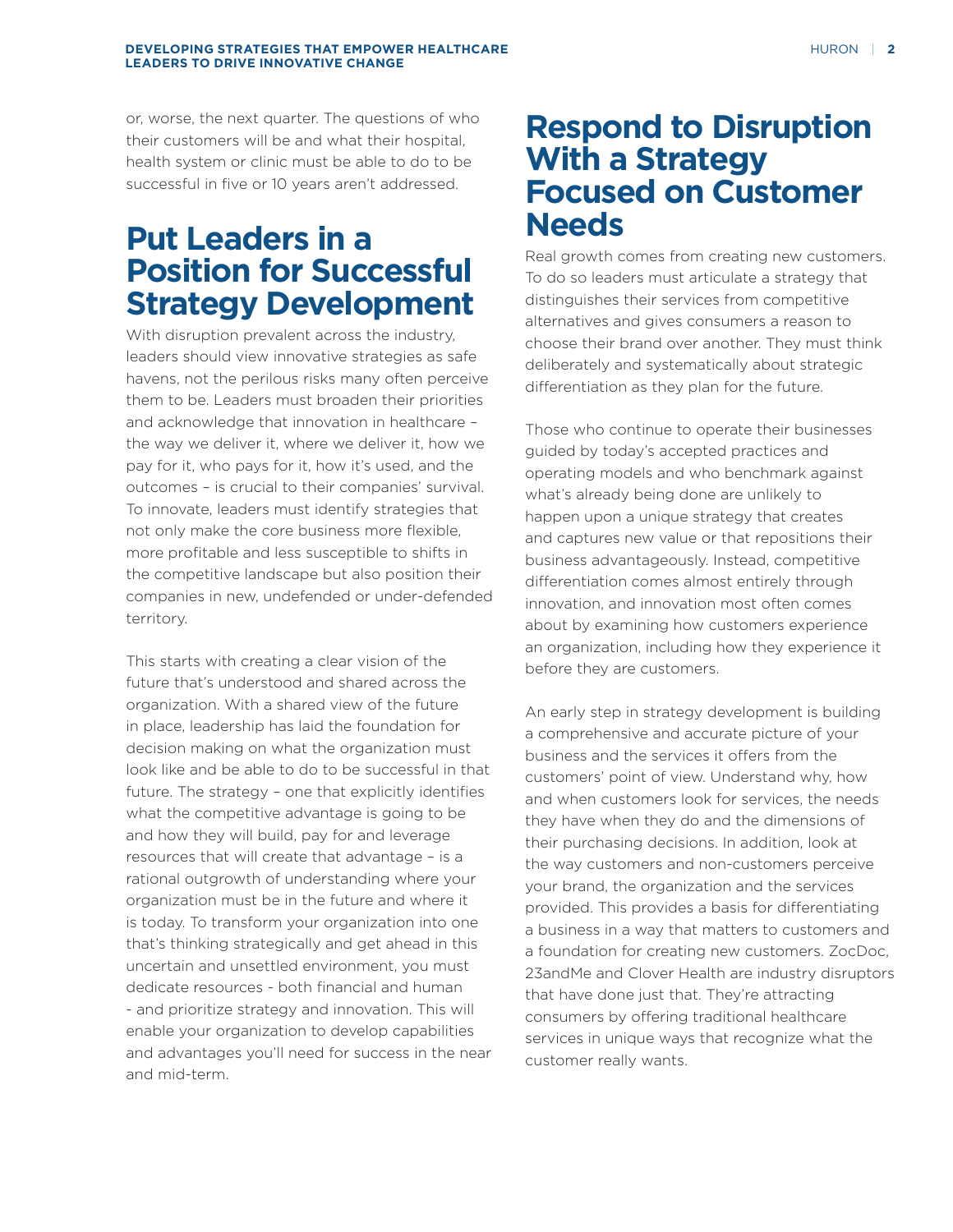or, worse, the next quarter. The questions of who their customers will be and what their hospital, health system or clinic must be able to do to be successful in five or 10 years aren't addressed.

## Put Leaders in a Position for Successful Strategy Development

With disruption prevalent across the industry, leaders should view innovative strategies as safe havens, not the perilous risks many often perceive them to be. Leaders must broaden their priorities and acknowledge that innovation in healthcare – the way we deliver it, where we deliver it, how we pay for it, who pays for it, how it's used, and the outcomes – is crucial to their companies' survival. To innovate, leaders must identify strategies that not only make the core business more flexible, more profitable and less susceptible to shifts in the competitive landscape but also position their companies in new, undefended or under-defended territory.

This starts with creating a clear vision of the future that's understood and shared across the organization. With a shared view of the future in place, leadership has laid the foundation for decision making on what the organization must look like and be able to do to be successful in that future. The strategy – one that explicitly identifies what the competitive advantage is going to be and how they will build, pay for and leverage resources that will create that advantage – is a rational outgrowth of understanding where your organization must be in the future and where it is today. To transform your organization into one that's thinking strategically and get ahead in this uncertain and unsettled environment, you must dedicate resources - both financial and human - and prioritize strategy and innovation. This will enable your organization to develop capabilities and advantages you'll need for success in the near and mid-term.

## Respond to Disruption With a Strategy Focused on Customer Needs

Real growth comes from creating new customers. To do so leaders must articulate a strategy that distinguishes their services from competitive alternatives and gives consumers a reason to choose their brand over another. They must think deliberately and systematically about strategic differentiation as they plan for the future.

Those who continue to operate their businesses guided by today's accepted practices and operating models and who benchmark against what's already being done are unlikely to happen upon a unique strategy that creates and captures new value or that repositions their business advantageously. Instead, competitive differentiation comes almost entirely through innovation, and innovation most often comes about by examining how customers experience an organization, including how they experience it before they are customers.

An early step in strategy development is building a comprehensive and accurate picture of your business and the services it offers from the customers' point of view. Understand why, how and when customers look for services, the needs they have when they do and the dimensions of their purchasing decisions. In addition, look at the way customers and non-customers perceive your brand, the organization and the services provided. This provides a basis for differentiating a business in a way that matters to customers and a foundation for creating new customers. ZocDoc, 23andMe and Clover Health are industry disruptors that have done just that. They're attracting consumers by offering traditional healthcare services in unique ways that recognize what the customer really wants.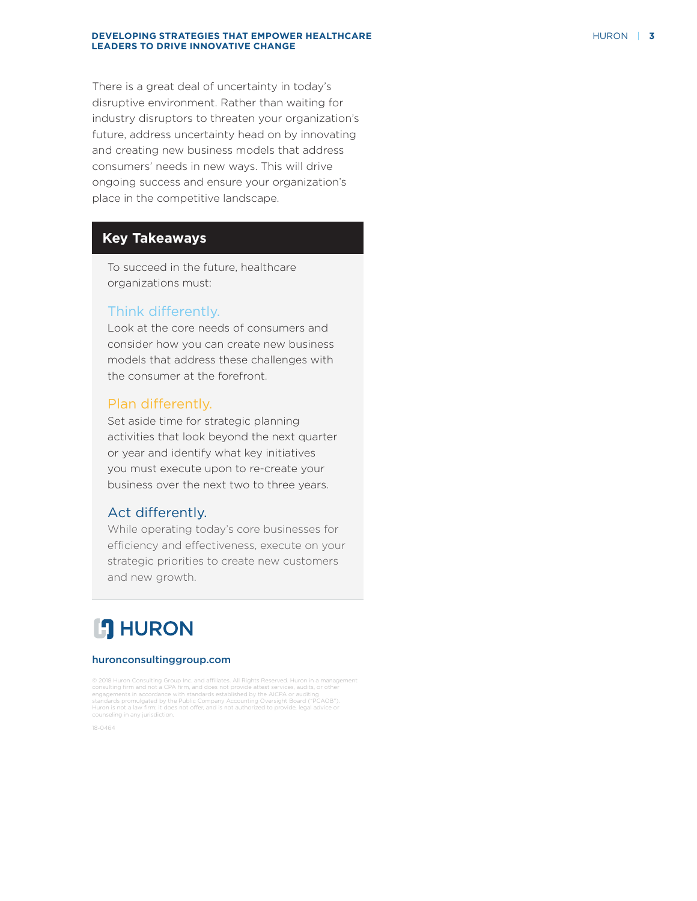There is a great deal of uncertainty in today's disruptive environment. Rather than waiting for industry disruptors to threaten your organization's future, address uncertainty head on by innovating and creating new business models that address consumers' needs in new ways. This will drive ongoing success and ensure your organization's place in the competitive landscape.

## Key Takeaways

To succeed in the future, healthcare organizations must:

### Think differently.

Look at the core needs of consumers and consider how you can create new business models that address these challenges with the consumer at the forefront.

### Plan differently.

Set aside time for strategic planning activities that look beyond the next quarter or year and identify what key initiatives you must execute upon to re-create your business over the next two to three years.

### Act differently.

While operating today's core businesses for efficiency and effectiveness, execute on your strategic priorities to create new customers and new growth.

HURON

huronconsultinggroup.com

© 2018 Huron Consulting Group Inc. and affiliates. All Rights Reserved. Huron in a management consulting firm and not a CPA firm, and does not provide attest services, audits, or other engagements in accordance with standards established by the AICPA or auditing standards promulgated by the Public Company Accounting Oversight Board ("PCAOB"). Huron is not a law firm; it does not offer, and is not authorized to provide, legal advice or counseling in any jurisdiction.

18-0464